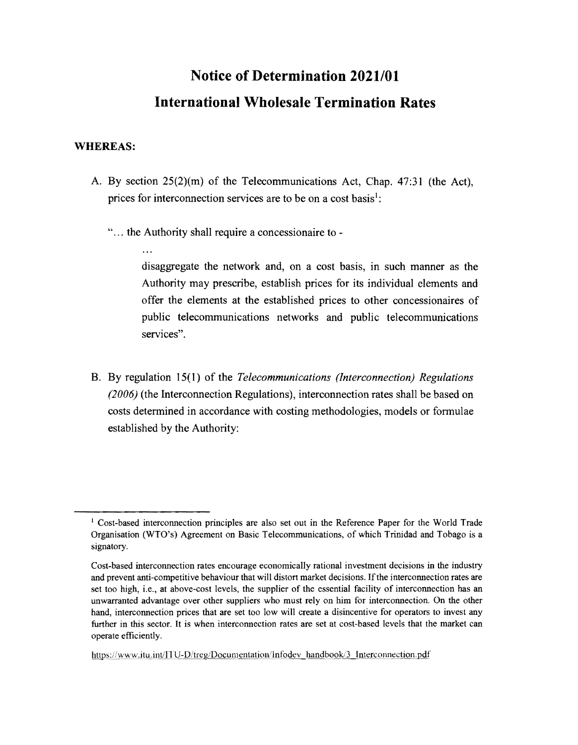# Notice of Determination 2021/01

# International Wholesale Termination Rates

**WHEREAS:**

A. By section 25(2)(m) of the Telecommunications Act, Chap. 47:31 (the Act), prices for interconnection services are to be on a cost basis[1]:

> "... the Authority shall require a concessionaire to -
>
> ...
>
> disaggregate the network and, on a cost basis, in such manner as the Authority may prescribe, establish prices for its individual elements and offer the elements at the established prices to other concessionaires of public telecommunications networks and public telecommunications services".

B. By regulation 15(1) of the *Telecommunications (Interconnection) Regulations (2006)* (the Interconnection Regulations), interconnection rates shall be based on costs determined in accordance with costing methodologies, models or formulae established by the Authority:

---

[1] Cost-based interconnection principles are also set out in the Reference Paper for the World Trade Organisation (WTO's) Agreement on Basic Telecommunications, of which Trinidad and Tobago is a signatory.

Cost-based interconnection rates encourage economically rational investment decisions in the industry and prevent anti-competitive behaviour that will distort market decisions. If the interconnection rates are set too high, i.e., at above-cost levels, the supplier of the essential facility of interconnection has an unwarranted advantage over other suppliers who must rely on him for interconnection. On the other hand, interconnection prices that are set too low will create a disincentive for operators to invest any further in this sector. It is when interconnection rates are set at cost-based levels that the market can operate efficiently.

https://www.itu.int/ITU-D/treg/Documentation/Infodev_handbook/3_Interconnection.pdf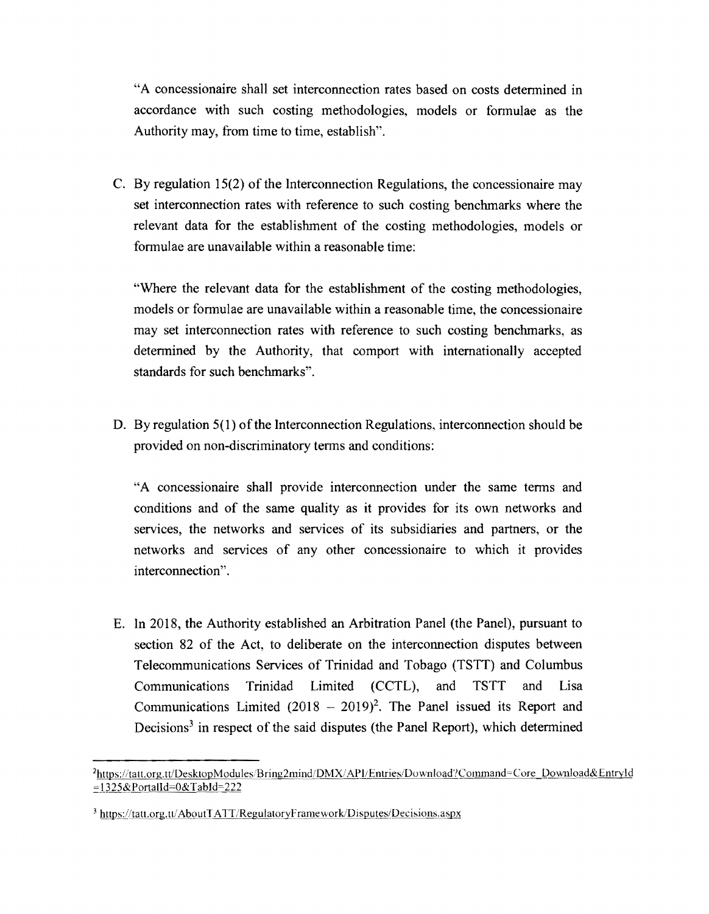"A concessionaire shall set interconnection rates based on costs determined in accordance with such costing methodologies, models or formulae as the Authority may, from time to time, establish".

C. By regulation 15(2) of the Interconnection Regulations, the concessionaire may set interconnection rates with reference to such costing benchmarks where the relevant data for the establishment of the costing methodologies, models or formulae are unavailable within a reasonable time:

"Where the relevant data for the establishment of the costing methodologies, models or formulae are unavailable within a reasonable time, the concessionaire may set interconnection rates with reference to such costing benchmarks, as determined by the Authority, that comport with internationally accepted standards for such benchmarks".

D. By regulation 5(1) of the Interconnection Regulations, interconnection should be provided on non-discriminatory terms and conditions:

"A concessionaire shall provide interconnection under the same terms and conditions and of the same quality as it provides for its own networks and services, the networks and services of its subsidiaries and partners, or the networks and services of any other concessionaire to which it provides interconnection".

E. In 2018, the Authority established an Arbitration Panel (the Panel), pursuant to section 82 of the Act, to deliberate on the interconnection disputes between Telecommunications Services of Trinidad and Tobago (TSTT) and Columbus Communications Trinidad Limited (CCTL), and TSTT and Lisa Communications Limited (2018 – 2019)[2]. The Panel issued its Report and Decisions[3] in respect of the said disputes (the Panel Report), which determined

---

[2] https://tatt.org.tt/DesktopModules/Bring2mind/DMX/API/Entries/Download?Command=Core_Download&EntryId=1325&PortalId=0&TabId=222

[3] https://tatt.org.tt/AboutTATT/RegulatoryFramework/Disputes/Decisions.aspx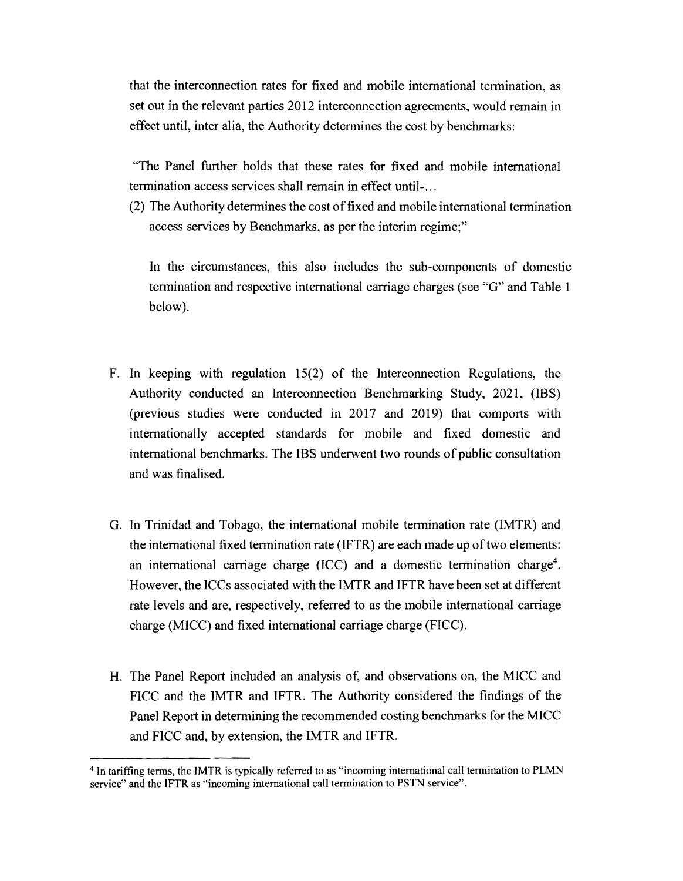that the interconnection rates for fixed and mobile international termination, as set out in the relevant parties 2012 interconnection agreements, would remain in effect until, inter alia, the Authority determines the cost by benchmarks:

"The Panel further holds that these rates for fixed and mobile international termination access services shall remain in effect until-...

(2) The Authority determines the cost of fixed and mobile international termination access services by Benchmarks, as per the interim regime;"

In the circumstances, this also includes the sub-components of domestic termination and respective international carriage charges (see "G" and Table 1 below).

F. In keeping with regulation 15(2) of the Interconnection Regulations, the Authority conducted an Interconnection Benchmarking Study, 2021, (IBS) (previous studies were conducted in 2017 and 2019) that comports with internationally accepted standards for mobile and fixed domestic and international benchmarks. The IBS underwent two rounds of public consultation and was finalised.

G. In Trinidad and Tobago, the international mobile termination rate (IMTR) and the international fixed termination rate (IFTR) are each made up of two elements: an international carriage charge (ICC) and a domestic termination charge[4]. However, the ICCs associated with the IMTR and IFTR have been set at different rate levels and are, respectively, referred to as the mobile international carriage charge (MICC) and fixed international carriage charge (FICC).

H. The Panel Report included an analysis of, and observations on, the MICC and FICC and the IMTR and IFTR. The Authority considered the findings of the Panel Report in determining the recommended costing benchmarks for the MICC and FICC and, by extension, the IMTR and IFTR.

[4] In tariffing terms, the IMTR is typically referred to as "incoming international call termination to PLMN service" and the IFTR as "incoming international call termination to PSTN service".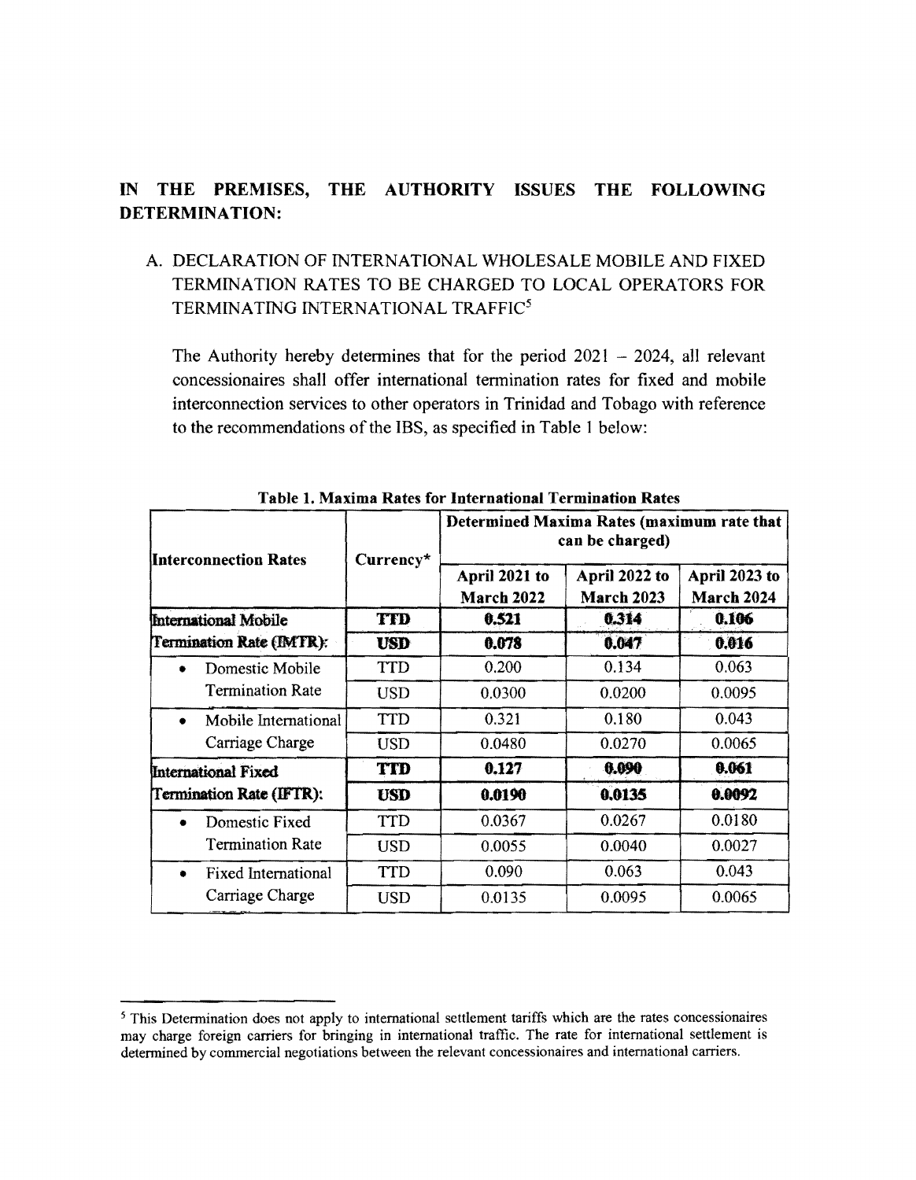**IN THE PREMISES, THE AUTHORITY ISSUES THE FOLLOWING DETERMINATION:**

A. DECLARATION OF INTERNATIONAL WHOLESALE MOBILE AND FIXED TERMINATION RATES TO BE CHARGED TO LOCAL OPERATORS FOR TERMINATING INTERNATIONAL TRAFFIC[5]

The Authority hereby determines that for the period 2021 – 2024, all relevant concessionaires shall offer international termination rates for fixed and mobile interconnection services to other operators in Trinidad and Tobago with reference to the recommendations of the IBS, as specified in Table 1 below:

**Table 1. Maxima Rates for International Termination Rates**

| Interconnection Rates | Currency* | Determined Maxima Rates (maximum rate that can be charged) | | |
|---|---|---|---|---|
| | | April 2021 to March 2022 | April 2022 to March 2023 | April 2023 to March 2024 |
| **International Mobile Termination Rate (IMTR):** | **TTD** | **0.521** | **0.314** | **0.106** |
| | **USD** | **0.078** | **0.047** | **0.016** |
| • Domestic Mobile Termination Rate | TTD | 0.200 | 0.134 | 0.063 |
| | USD | 0.0300 | 0.0200 | 0.0095 |
| • Mobile International Carriage Charge | TTD | 0.321 | 0.180 | 0.043 |
| | USD | 0.0480 | 0.0270 | 0.0065 |
| **International Fixed Termination Rate (IFTR):** | **TTD** | **0.127** | **0.090** | **0.061** |
| | **USD** | **0.0190** | **0.0135** | **0.0092** |
| • Domestic Fixed Termination Rate | TTD | 0.0367 | 0.0267 | 0.0180 |
| | USD | 0.0055 | 0.0040 | 0.0027 |
| • Fixed International Carriage Charge | TTD | 0.090 | 0.063 | 0.043 |
| | USD | 0.0135 | 0.0095 | 0.0065 |

[5] This Determination does not apply to international settlement tariffs which are the rates concessionaires may charge foreign carriers for bringing in international traffic. The rate for international settlement is determined by commercial negotiations between the relevant concessionaires and international carriers.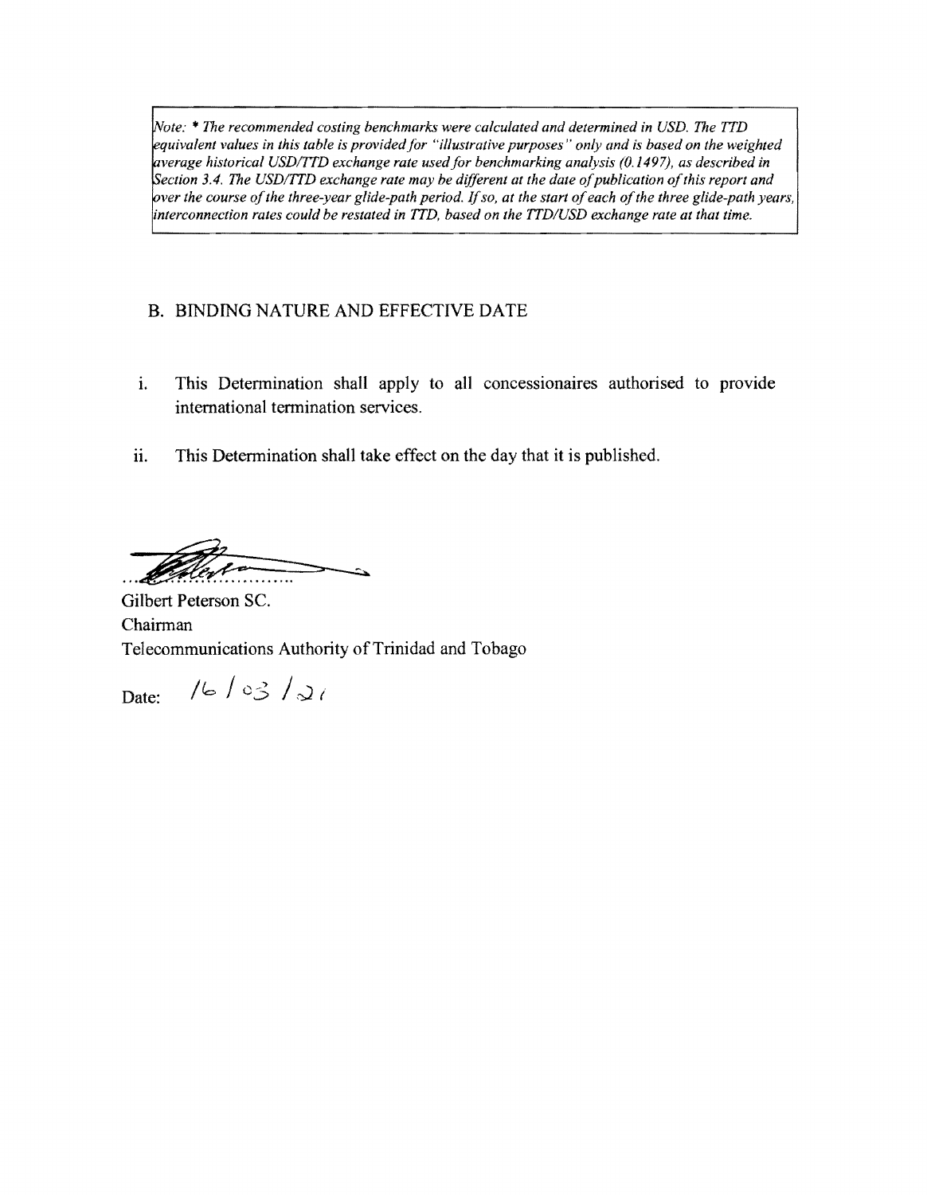*Note: \* The recommended costing benchmarks were calculated and determined in USD. The TTD equivalent values in this table is provided for "illustrative purposes" only and is based on the weighted average historical USD/TTD exchange rate used for benchmarking analysis (0.1497), as described in Section 3.4. The USD/TTD exchange rate may be different at the date of publication of this report and over the course of the three-year glide-path period. If so, at the start of each of the three glide-path years, interconnection rates could be restated in TTD, based on the TTD/USD exchange rate at that time.*

## B. BINDING NATURE AND EFFECTIVE DATE

i. This Determination shall apply to all concessionaires authorised to provide international termination services.

ii. This Determination shall take effect on the day that it is published.

..............................

Gilbert Peterson SC.
Chairman
Telecommunications Authority of Trinidad and Tobago

Date: 16 / 03 / 21